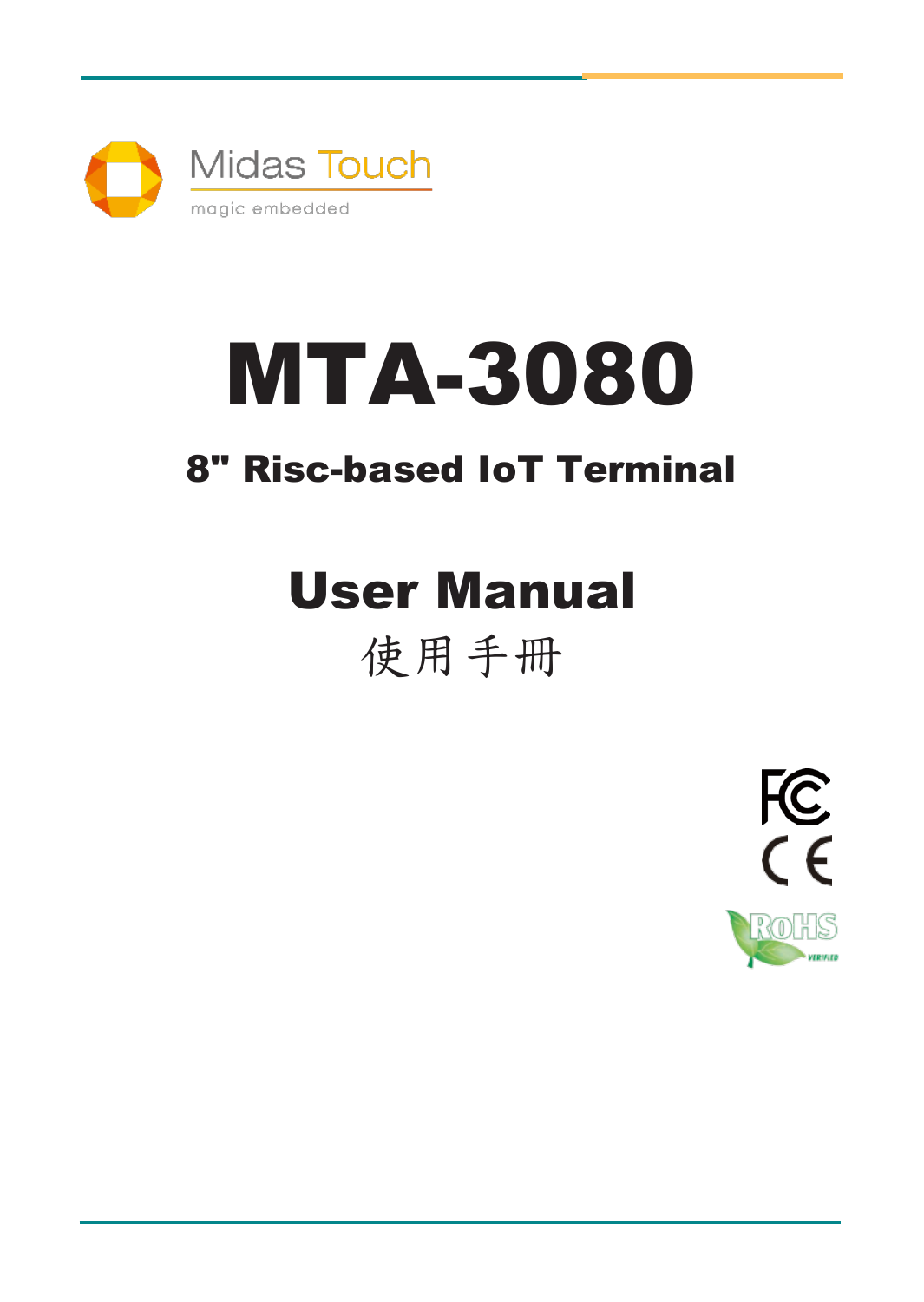Midas Touch

magic embedded

# MTA-3080

## 8" Risc-based IoT Terminal

## User Manual

使用手冊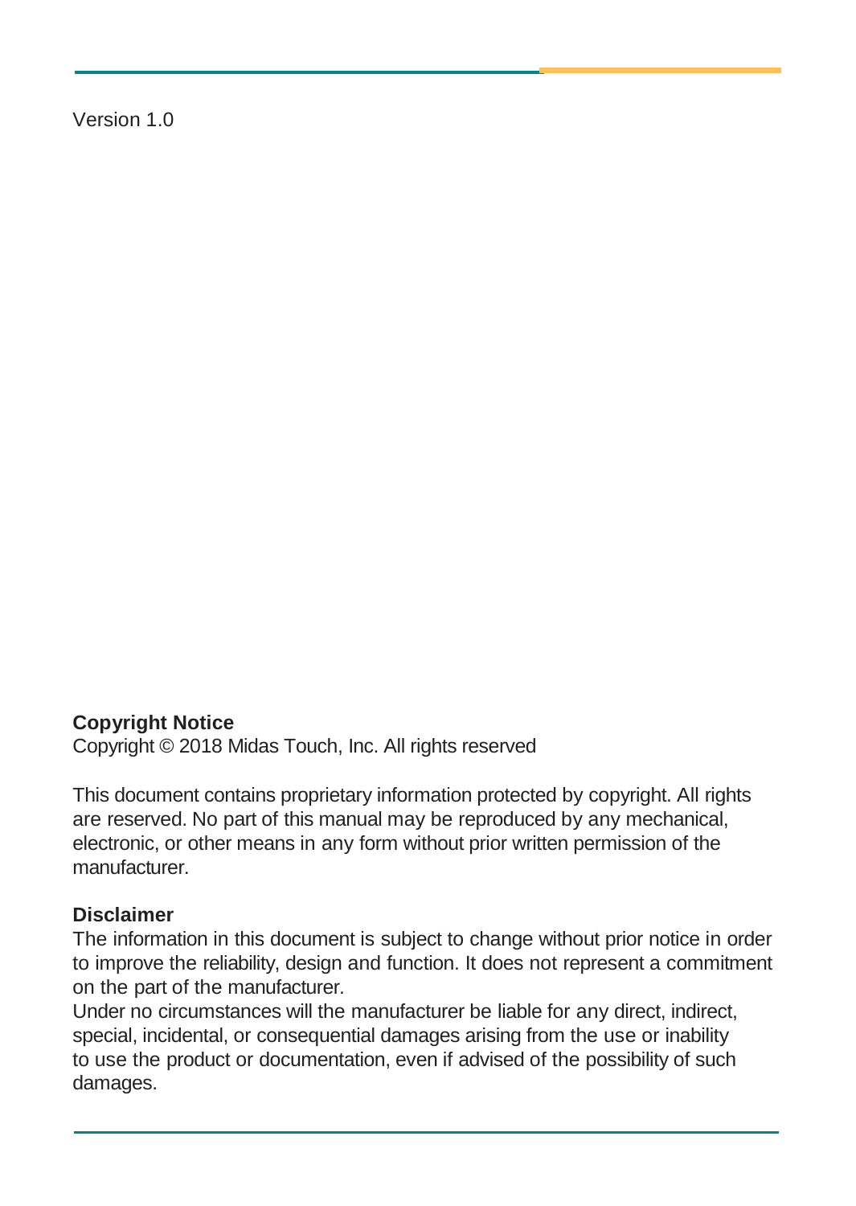Version 1.0

**Copyright Notice**

Copyright © 2018 Midas Touch, Inc. All rights reserved

This document contains proprietary information protected by copyright. All rights are reserved. No part of this manual may be reproduced by any mechanical, electronic, or other means in any form without prior written permission of the manufacturer.

**Disclaimer**

The information in this document is subject to change without prior notice in order to improve the reliability, design and function. It does not represent a commitment on the part of the manufacturer.

Under no circumstances will the manufacturer be liable for any direct, indirect, special, incidental, or consequential damages arising from the use or inability to use the product or documentation, even if advised of the possibility of such damages.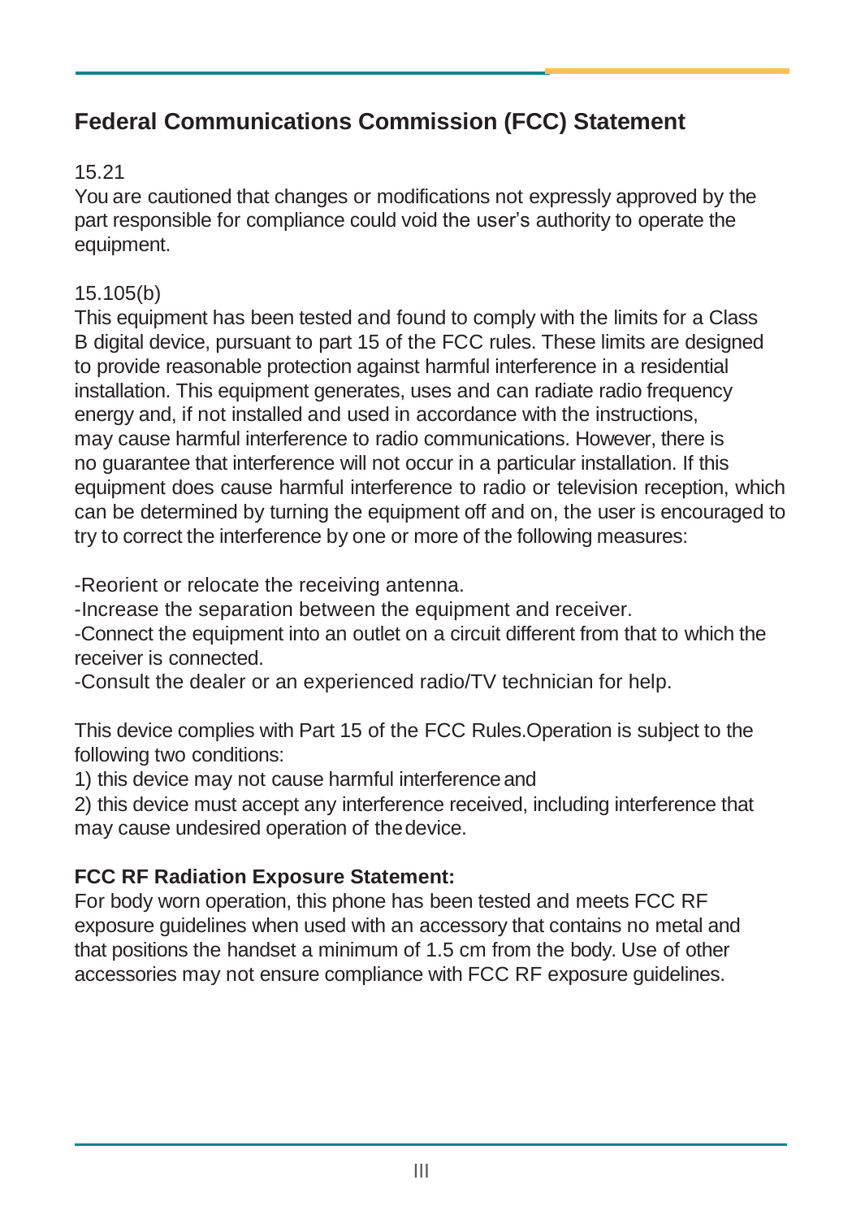## Federal Communications Commission (FCC) Statement

15.21
You are cautioned that changes or modifications not expressly approved by the part responsible for compliance could void the user's authority to operate the equipment.

15.105(b)
This equipment has been tested and found to comply with the limits for a Class B digital device, pursuant to part 15 of the FCC rules. These limits are designed to provide reasonable protection against harmful interference in a residential installation. This equipment generates, uses and can radiate radio frequency energy and, if not installed and used in accordance with the instructions, may cause harmful interference to radio communications. However, there is no guarantee that interference will not occur in a particular installation. If this equipment does cause harmful interference to radio or television reception, which can be determined by turning the equipment off and on, the user is encouraged to try to correct the interference by one or more of the following measures:

-Reorient or relocate the receiving antenna.
-Increase the separation between the equipment and receiver.
-Connect the equipment into an outlet on a circuit different from that to which the receiver is connected.
-Consult the dealer or an experienced radio/TV technician for help.

This device complies with Part 15 of the FCC Rules.Operation is subject to the following two conditions:
1) this device may not cause harmful interference and
2) this device must accept any interference received, including interference that may cause undesired operation of the device.

**FCC RF Radiation Exposure Statement:**
For body worn operation, this phone has been tested and meets FCC RF exposure guidelines when used with an accessory that contains no metal and that positions the handset a minimum of 1.5 cm from the body. Use of other accessories may not ensure compliance with FCC RF exposure guidelines.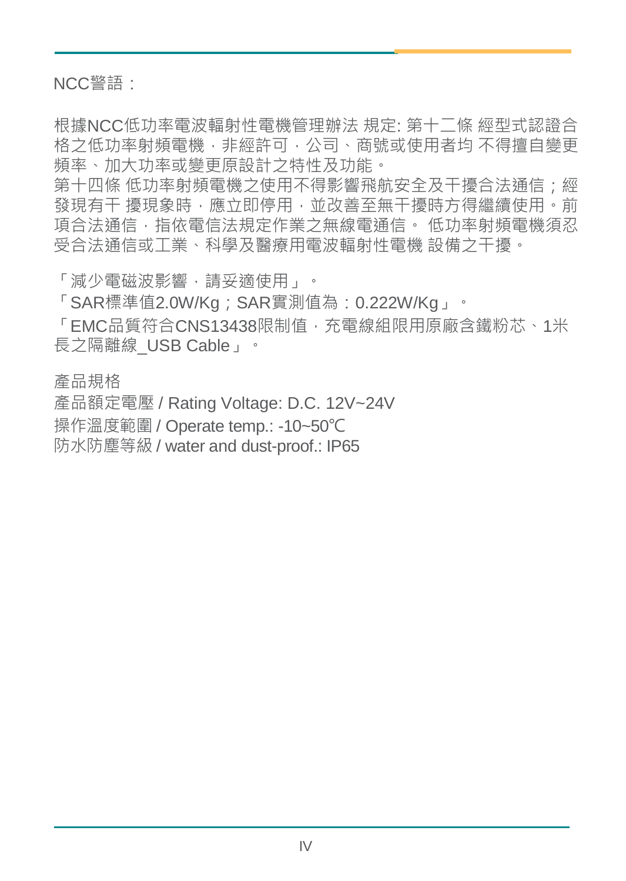NCC警語：

根據NCC低功率電波輻射性電機管理辦法 規定: 第十二條 經型式認證合格之低功率射頻電機，非經許可，公司、商號或使用者均 不得擅自變更頻率、加大功率或變更原設計之特性及功能。
第十四條 低功率射頻電機之使用不得影響飛航安全及干擾合法通信；經發現有干 擾現象時，應立即停用，並改善至無干擾時方得繼續使用。前項合法通信，指依電信法規定作業之無線電通信。 低功率射頻電機須忍受合法通信或工業、科學及醫療用電波輻射性電機 設備之干擾。

「減少電磁波影響，請妥適使用」。

「SAR標準值2.0W/Kg；SAR實測值為：0.222W/Kg」。

「EMC品質符合CNS13438限制值，充電線組限用原廠含鐵粉芯、1米長之隔離線_USB Cable」。

產品規格

產品額定電壓 / Rating Voltage: D.C. 12V~24V

操作溫度範圍 / Operate temp.: -10~50℃

防水防塵等級 / water and dust-proof.: IP65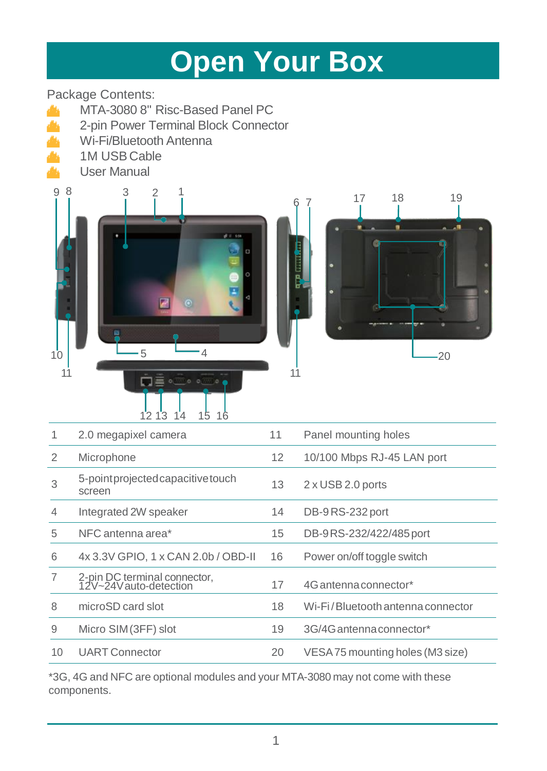# Open Your Box

Package Contents:

- MTA-3080 8" Risc-Based Panel PC
- 2-pin Power Terminal Block Connector
- Wi-Fi/Bluetooth Antenna
- 1M USB Cable
- User Manual

| | | | |
|---|---|---|---|
| 1 | 2.0 megapixel camera | 11 | Panel mounting holes |
| 2 | Microphone | 12 | 10/100 Mbps RJ-45 LAN port |
| 3 | 5-point projected capacitive touch screen | 13 | 2 x USB 2.0 ports |
| 4 | Integrated 2W speaker | 14 | DB-9 RS-232 port |
| 5 | NFC antenna area* | 15 | DB-9 RS-232/422/485 port |
| 6 | 4x 3.3V GPIO, 1 x CAN 2.0b / OBD-II | 16 | Power on/off toggle switch |
| 7 | 2-pin DC terminal connector, 12V~24V auto-detection | 17 | 4G antenna connector* |
| 8 | microSD card slot | 18 | Wi-Fi / Bluetooth antenna connector |
| 9 | Micro SIM (3FF) slot | 19 | 3G/4G antenna connector* |
| 10 | UART Connector | 20 | VESA 75 mounting holes (M3 size) |

*3G, 4G and NFC are optional modules and your MTA-3080 may not come with these components.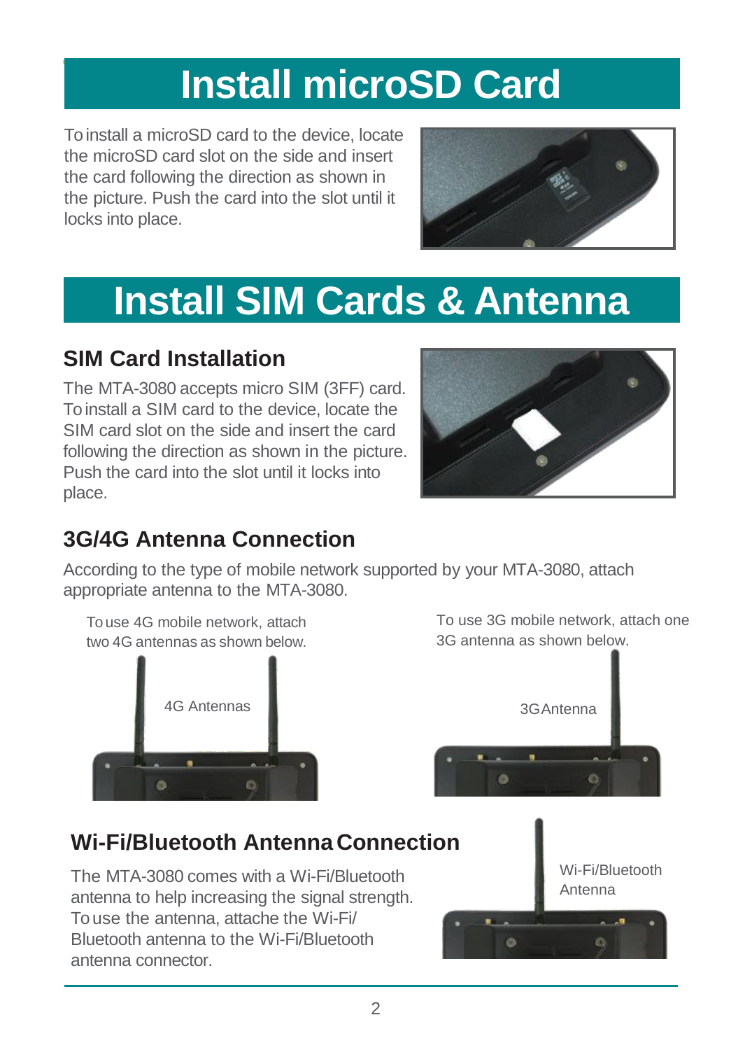# Install microSD Card

To install a microSD card to the device, locate the microSD card slot on the side and insert the card following the direction as shown in the picture. Push the card into the slot until it locks into place.

# Install SIM Cards & Antenna

## SIM Card Installation

The MTA-3080 accepts micro SIM (3FF) card. To install a SIM card to the device, locate the SIM card slot on the side and insert the card following the direction as shown in the picture. Push the card into the slot until it locks into place.

## 3G/4G Antenna Connection

According to the type of mobile network supported by your MTA-3080, attach appropriate antenna to the MTA-3080.

To use 4G mobile network, attach two 4G antennas as shown below.

4G Antennas

To use 3G mobile network, attach one 3G antenna as shown below.

3G Antenna

## Wi-Fi/Bluetooth Antenna Connection

The MTA-3080 comes with a Wi-Fi/Bluetooth antenna to help increasing the signal strength. To use the antenna, attache the Wi-Fi/ Bluetooth antenna to the Wi-Fi/Bluetooth antenna connector.

Wi-Fi/Bluetooth Antenna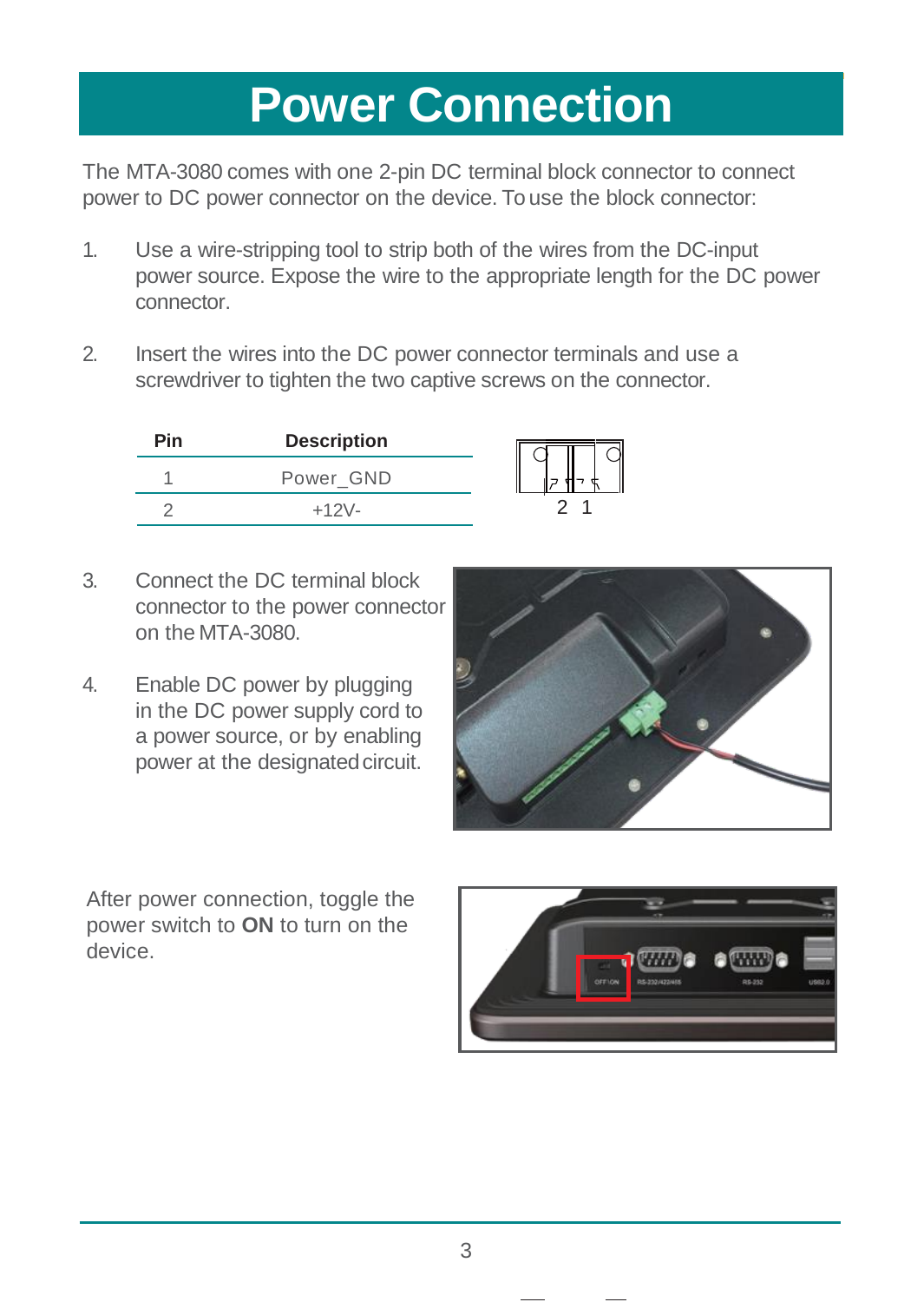# Power Connection

The MTA-3080 comes with one 2-pin DC terminal block connector to connect power to DC power connector on the device. To use the block connector:

1. Use a wire-stripping tool to strip both of the wires from the DC-input power source. Expose the wire to the appropriate length for the DC power connector.

2. Insert the wires into the DC power connector terminals and use a screwdriver to tighten the two captive screws on the connector.

| Pin | Description |
|---|---|
| 1 | Power_GND |
| 2 | +12V- |

2 1

3. Connect the DC terminal block connector to the power connector on the MTA-3080.

4. Enable DC power by plugging in the DC power supply cord to a power source, or by enabling power at the designated circuit.

After power connection, toggle the power switch to **ON** to turn on the device.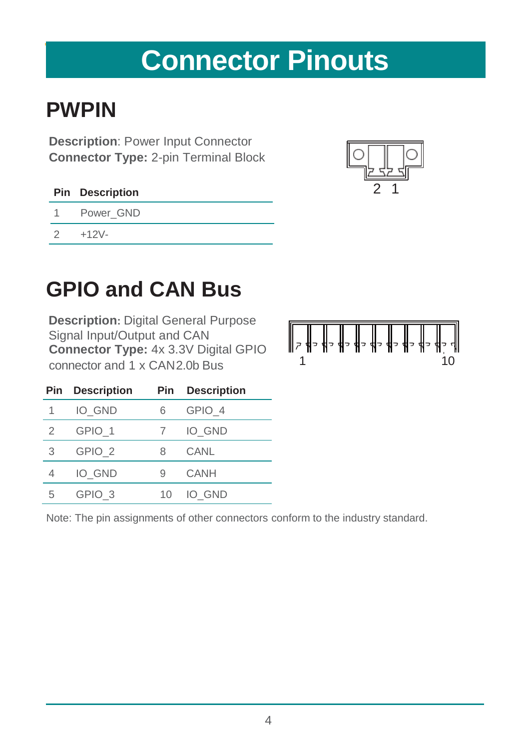# Connector Pinouts

## PWPIN

**Description**: Power Input Connector
**Connector Type:** 2-pin Terminal Block

| Pin | Description |
|---|---|
| 1 | Power_GND |
| 2 | +12V- |

## GPIO and CAN Bus

**Description:** Digital General Purpose Signal Input/Output and CAN
**Connector Type:** 4x 3.3V Digital GPIO connector and 1 x CAN2.0b Bus

| Pin | Description | Pin | Description |
|---|---|---|---|
| 1 | IO_GND | 6 | GPIO_4 |
| 2 | GPIO_1 | 7 | IO_GND |
| 3 | GPIO_2 | 8 | CANL |
| 4 | IO_GND | 9 | CANH |
| 5 | GPIO_3 | 10 | IO_GND |

Note: The pin assignments of other connectors conform to the industry standard.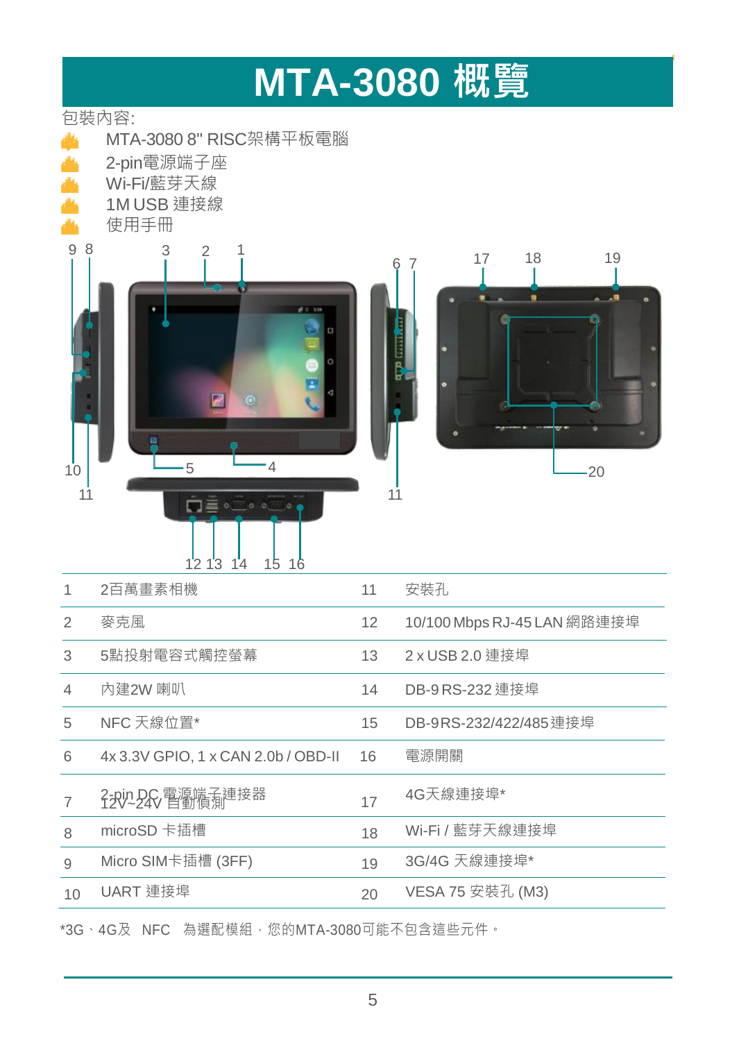# MTA-3080 概覽

包裝內容:

- MTA-3080 8" RISC架構平板電腦
- 2-pin電源端子座
- Wi-Fi/藍芽天線
- 1M USB 連接線
- 使用手冊

| 1 | 2百萬畫素相機 | 11 | 安裝孔 |
|---|---|---|---|
| 2 | 麥克風 | 12 | 10/100 Mbps RJ-45 LAN 網路連接埠 |
| 3 | 5點投射電容式觸控螢幕 | 13 | 2 x USB 2.0 連接埠 |
| 4 | 內建2W 喇叭 | 14 | DB-9 RS-232 連接埠 |
| 5 | NFC 天線位置* | 15 | DB-9RS-232/422/485連接埠 |
| 6 | 4x 3.3V GPIO, 1 x CAN 2.0b / OBD-II | 16 | 電源開關 |
| 7 | 2-pin DC 電源端子連接器 12V~24V 自動偵測 | 17 | 4G天線連接埠* |
| 8 | microSD 卡插槽 | 18 | Wi-Fi / 藍芽天線連接埠 |
| 9 | Micro SIM卡插槽 (3FF) | 19 | 3G/4G 天線連接埠* |
| 10 | UART 連接埠 | 20 | VESA 75 安裝孔 (M3) |

*3G、4G及 NFC 為選配模組，您的MTA-3080可能不包含這些元件。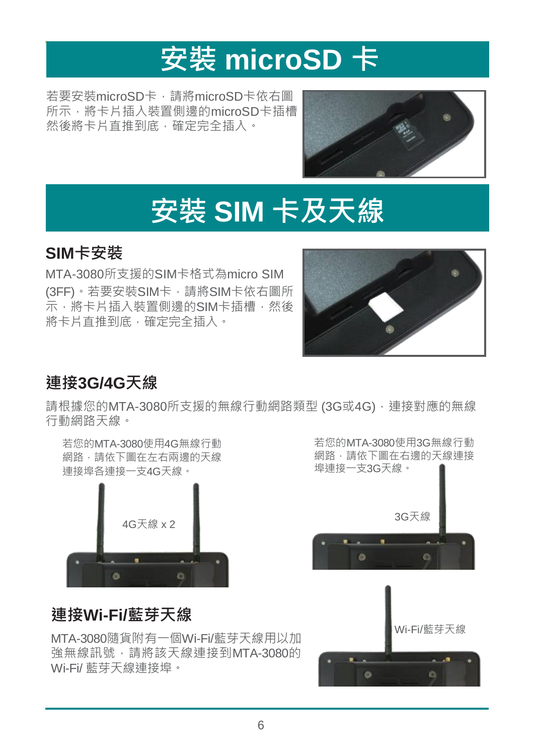# 安裝 microSD 卡

若要安裝microSD卡，請將microSD卡依右圖所示，將卡片插入裝置側邊的microSD卡插槽然後將卡片直推到底，確定完全插入。

# 安裝 SIM 卡及天線

## SIM卡安裝

MTA-3080所支援的SIM卡格式為micro SIM (3FF)。若要安裝SIM卡，請將SIM卡依右圖所示，將卡片插入裝置側邊的SIM卡插槽，然後將卡片直推到底，確定完全插入。

## 連接3G/4G天線

請根據您的MTA-3080所支援的無線行動網路類型 (3G或4G)，連接對應的無線行動網路天線。

若您的MTA-3080使用4G無線行動網路，請依下圖在左右兩邊的天線連接埠各連接一支4G天線。

4G天線 x 2

若您的MTA-3080使用3G無線行動網路，請依下圖在右邊的天線連接埠連接一支3G天線。

3G天線

## 連接Wi-Fi/藍芽天線

MTA-3080隨貨附有一個Wi-Fi/藍芽天線用以加強無線訊號，請將該天線連接到MTA-3080的Wi-Fi/ 藍芽天線連接埠。

Wi-Fi/藍芽天線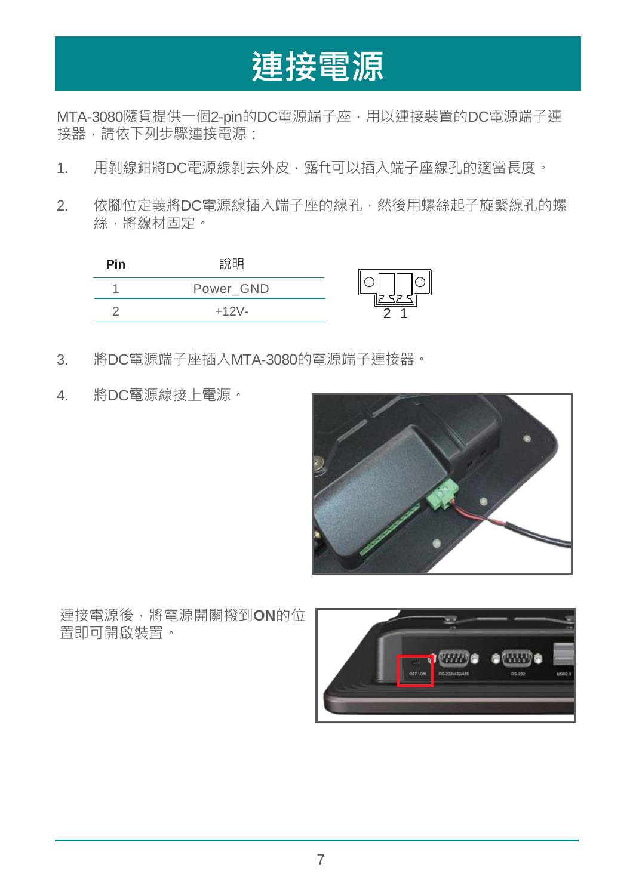# 連接電源

MTA-3080隨貨提供一個2-pin的DC電源端子座，用以連接裝置的DC電源端子連接器，請依下列步驟連接電源：

1. 用剝線鉗將DC電源線剝去外皮，露ft可以插入端子座線孔的適當長度。

2. 依腳位定義將DC電源線插入端子座的線孔，然後用螺絲起子旋緊線孔的螺絲，將線材固定。

| Pin | 說明 |
|---|---|
| 1 | Power_GND |
| 2 | +12V- |

3. 將DC電源端子座插入MTA-3080的電源端子連接器。

4. 將DC電源線接上電源。

連接電源後，將電源開關撥到**ON**的位置即可開啟裝置。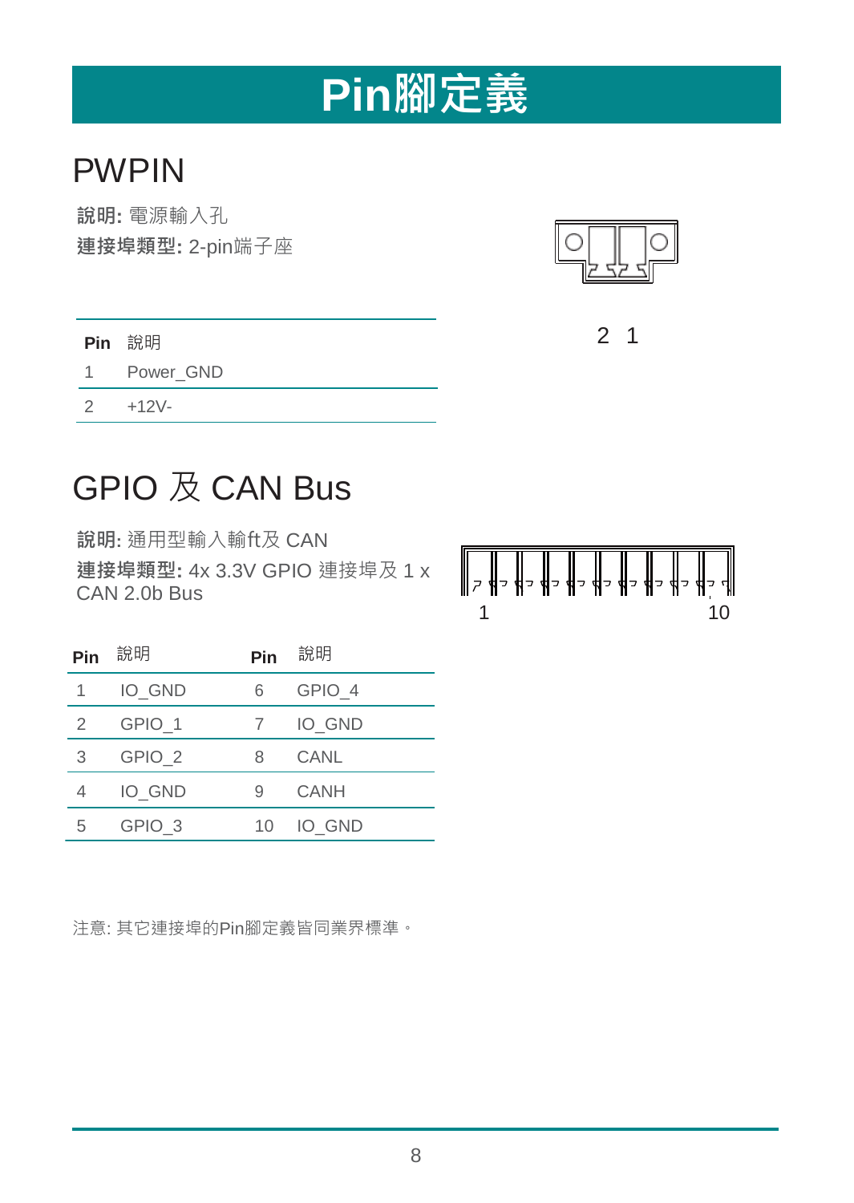# Pin腳定義

## PWPIN

**說明:** 電源輸入孔

**連接埠類型:** 2-pin端子座

2 1

| Pin | 說明 |
|---|---|
| 1 | Power_GND |
| 2 | +12V- |

## GPIO 及 CAN Bus

**說明:** 通用型輸入輸ft及 CAN

**連接埠類型:** 4x 3.3V GPIO 連接埠及 1 x CAN 2.0b Bus

1 10

| Pin | 說明 | Pin | 說明 |
|---|---|---|---|
| 1 | IO_GND | 6 | GPIO_4 |
| 2 | GPIO_1 | 7 | IO_GND |
| 3 | GPIO_2 | 8 | CANL |
| 4 | IO_GND | 9 | CANH |
| 5 | GPIO_3 | 10 | IO_GND |

注意: 其它連接埠的Pin腳定義皆同業界標準。